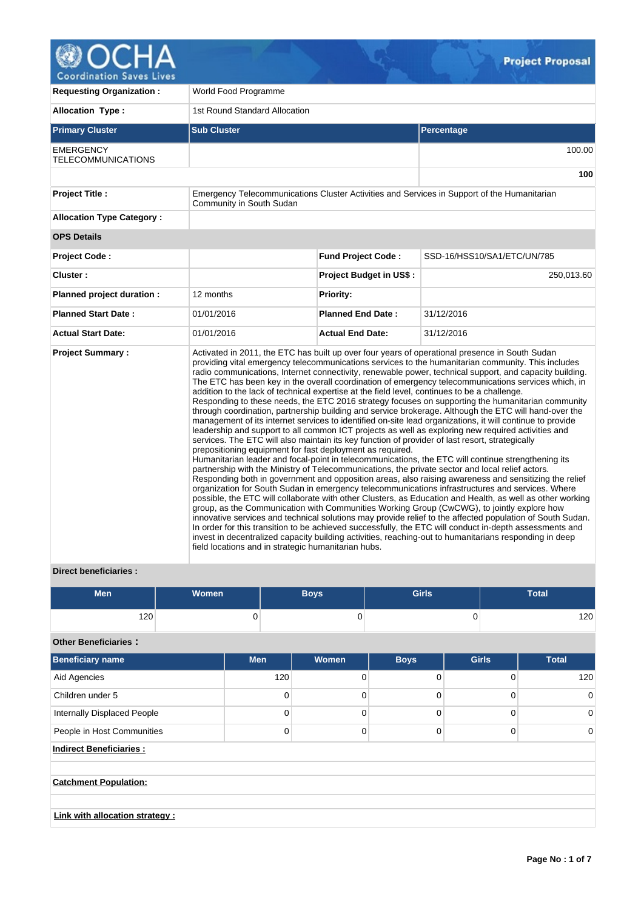# Project Proposal

| | | | |
|---|---|---|---|
| **Requesting Organization :** | World Food Programme | | |
| **Allocation Type :** | 1st Round Standard Allocation | | |

| Primary Cluster | Sub Cluster | Percentage |
|---|---|---|
| EMERGENCY TELECOMMUNICATIONS | | 100.00 |
| | | **100** |

| | |
|---|---|
| **Project Title :** | Emergency Telecommunications Cluster Activities and Services in Support of the Humanitarian Community in South Sudan |
| **Allocation Type Category :** | |

**OPS Details**

| | | | |
|---|---|---|---|
| **Project Code :** | | **Fund Project Code :** | SSD-16/HSS10/SA1/ETC/UN/785 |
| **Cluster :** | | **Project Budget in US$ :** | 250,013.60 |
| **Planned project duration :** | 12 months | **Priority:** | |
| **Planned Start Date :** | 01/01/2016 | **Planned End Date :** | 31/12/2016 |
| **Actual Start Date:** | 01/01/2016 | **Actual End Date:** | 31/12/2016 |

**Project Summary :**

Activated in 2011, the ETC has built up over four years of operational presence in South Sudan providing vital emergency telecommunications services to the humanitarian community. This includes radio communications, Internet connectivity, renewable power, technical support, and capacity building. The ETC has been key in the overall coordination of emergency telecommunications services which, in addition to the lack of technical expertise at the field level, continues to be a challenge.
Responding to these needs, the ETC 2016 strategy focuses on supporting the humanitarian community through coordination, partnership building and service brokerage. Although the ETC will hand-over the management of its internet services to identified on-site lead organizations, it will continue to provide leadership and support to all common ICT projects as well as exploring new required activities and services. The ETC will also maintain its key function of provider of last resort, strategically prepositioning equipment for fast deployment as required.
Humanitarian leader and focal-point in telecommunications, the ETC will continue strengthening its partnership with the Ministry of Telecommunications, the private sector and local relief actors. Responding both in government and opposition areas, also raising awareness and sensitizing the relief organization for South Sudan in emergency telecommunications infrastructures and services. Where possible, the ETC will collaborate with other Clusters, as Education and Health, as well as other working group, as the Communication with Communities Working Group (CwCWG), to jointly explore how innovative services and technical solutions may provide relief to the affected population of South Sudan. In order for this transition to be achieved successfully, the ETC will conduct in-depth assessments and invest in decentralized capacity building activities, reaching-out to humanitarians responding in deep field locations and in strategic humanitarian hubs.

**Direct beneficiaries :**

| Men | Women | Boys | Girls | Total |
|---|---|---|---|---|
| 120 | 0 | 0 | 0 | 120 |

**Other Beneficiaries :**

| Beneficiary name | Men | Women | Boys | Girls | Total |
|---|---|---|---|---|---|
| Aid Agencies | 120 | 0 | 0 | 0 | 120 |
| Children under 5 | 0 | 0 | 0 | 0 | 0 |
| Internally Displaced People | 0 | 0 | 0 | 0 | 0 |
| People in Host Communities | 0 | 0 | 0 | 0 | 0 |

**Indirect Beneficiaries :**

**Catchment Population:**

**Link with allocation strategy :**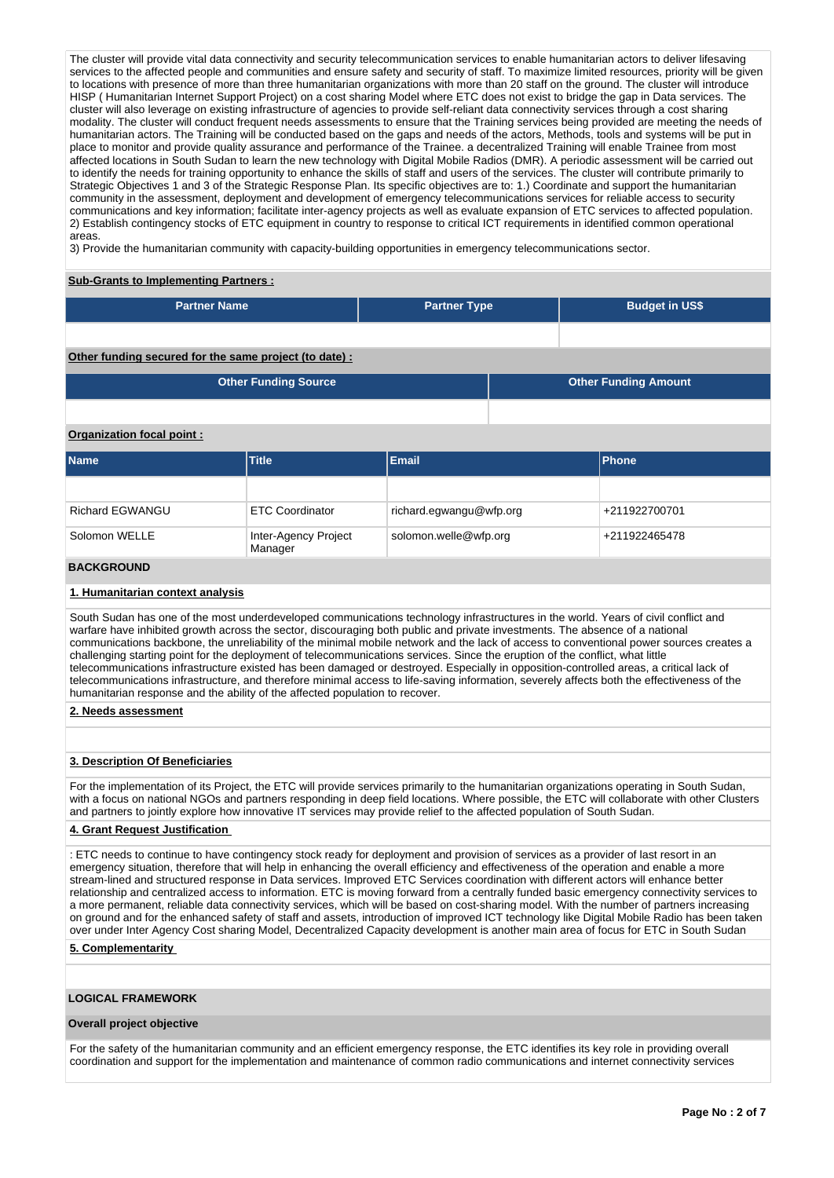The cluster will provide vital data connectivity and security telecommunication services to enable humanitarian actors to deliver lifesaving services to the affected people and communities and ensure safety and security of staff. To maximize limited resources, priority will be given to locations with presence of more than three humanitarian organizations with more than 20 staff on the ground. The cluster will introduce HISP ( Humanitarian Internet Support Project) on a cost sharing Model where ETC does not exist to bridge the gap in Data services. The cluster will also leverage on existing infrastructure of agencies to provide self-reliant data connectivity services through a cost sharing modality. The cluster will conduct frequent needs assessments to ensure that the Training services being provided are meeting the needs of humanitarian actors. The Training will be conducted based on the gaps and needs of the actors, Methods, tools and systems will be put in place to monitor and provide quality assurance and performance of the Trainee. a decentralized Training will enable Trainee from most affected locations in South Sudan to learn the new technology with Digital Mobile Radios (DMR). A periodic assessment will be carried out to identify the needs for training opportunity to enhance the skills of staff and users of the services. The cluster will contribute primarily to Strategic Objectives 1 and 3 of the Strategic Response Plan. Its specific objectives are to: 1.) Coordinate and support the humanitarian community in the assessment, deployment and development of emergency telecommunications services for reliable access to security communications and key information; facilitate inter-agency projects as well as evaluate expansion of ETC services to affected population.
2) Establish contingency stocks of ETC equipment in country to response to critical ICT requirements in identified common operational areas.
3) Provide the humanitarian community with capacity-building opportunities in emergency telecommunications sector.

**Sub-Grants to Implementing Partners :**

| Partner Name | Partner Type | Budget in US$ |
|---|---|---|
| | | |

**Other funding secured for the same project (to date) :**

| Other Funding Source | Other Funding Amount |
|---|---|
| | |

**Organization focal point :**

| Name | Title | Email | Phone |
|---|---|---|---|
| | | | |
| Richard EGWANGU | ETC Coordinator | richard.egwangu@wfp.org | +211922700701 |
| Solomon WELLE | Inter-Agency Project Manager | solomon.welle@wfp.org | +211922465478 |

## BACKGROUND

### 1. Humanitarian context analysis

South Sudan has one of the most underdeveloped communications technology infrastructures in the world. Years of civil conflict and warfare have inhibited growth across the sector, discouraging both public and private investments. The absence of a national communications backbone, the unreliability of the minimal mobile network and the lack of access to conventional power sources creates a challenging starting point for the deployment of telecommunications services. Since the eruption of the conflict, what little telecommunications infrastructure existed has been damaged or destroyed. Especially in opposition-controlled areas, a critical lack of telecommunications infrastructure, and therefore minimal access to life-saving information, severely affects both the effectiveness of the humanitarian response and the ability of the affected population to recover.

### 2. Needs assessment

### 3. Description Of Beneficiaries

For the implementation of its Project, the ETC will provide services primarily to the humanitarian organizations operating in South Sudan, with a focus on national NGOs and partners responding in deep field locations. Where possible, the ETC will collaborate with other Clusters and partners to jointly explore how innovative IT services may provide relief to the affected population of South Sudan.

### 4. Grant Request Justification

: ETC needs to continue to have contingency stock ready for deployment and provision of services as a provider of last resort in an emergency situation, therefore that will help in enhancing the overall efficiency and effectiveness of the operation and enable a more stream-lined and structured response in Data services. Improved ETC Services coordination with different actors will enhance better relationship and centralized access to information. ETC is moving forward from a centrally funded basic emergency connectivity services to a more permanent, reliable data connectivity services, which will be based on cost-sharing model. With the number of partners increasing on ground and for the enhanced safety of staff and assets, introduction of improved ICT technology like Digital Mobile Radio has been taken over under Inter Agency Cost sharing Model, Decentralized Capacity development is another main area of focus for ETC in South Sudan

### 5. Complementarity

## LOGICAL FRAMEWORK

**Overall project objective**

For the safety of the humanitarian community and an efficient emergency response, the ETC identifies its key role in providing overall coordination and support for the implementation and maintenance of common radio communications and internet connectivity services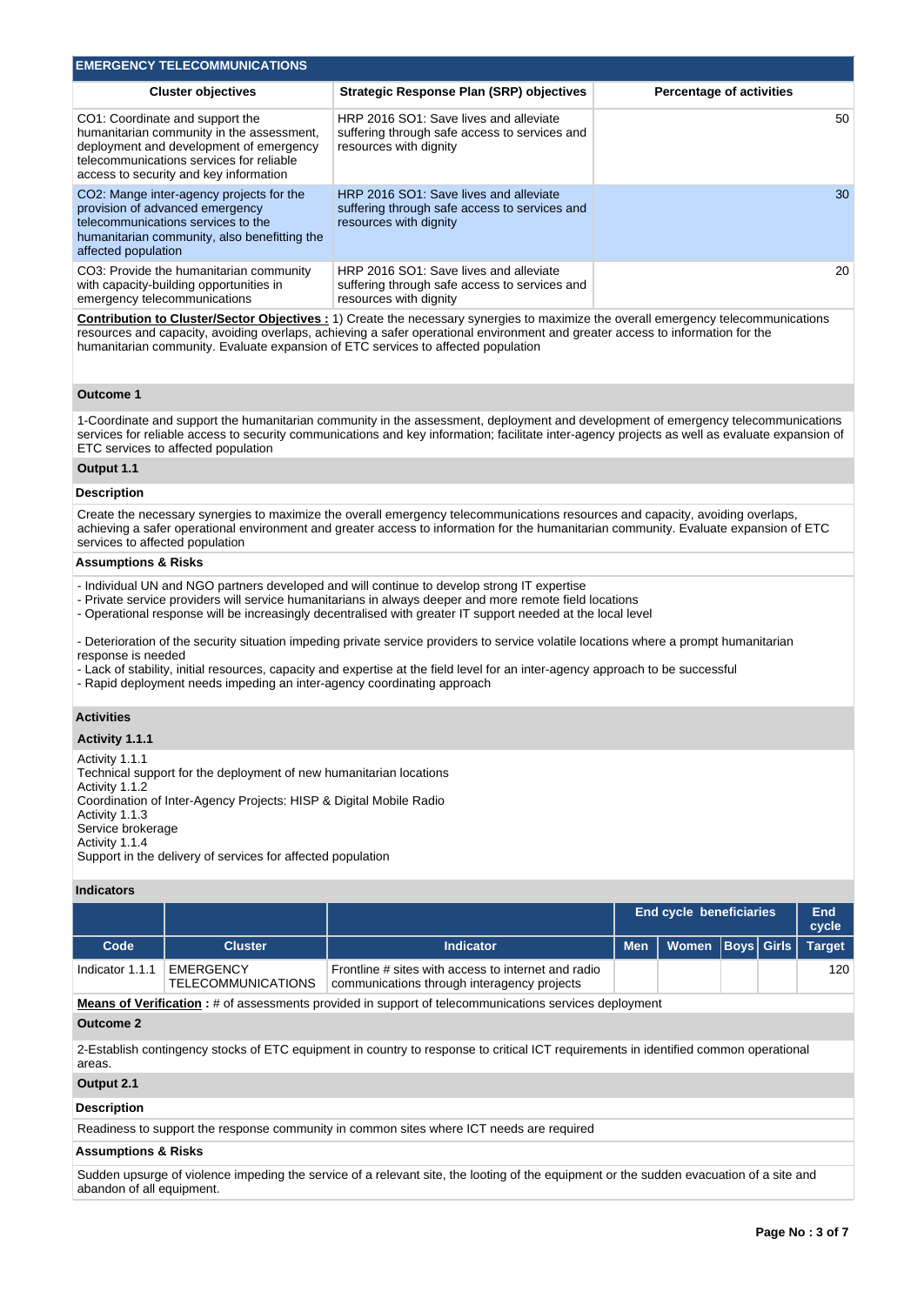## EMERGENCY TELECOMMUNICATIONS

| Cluster objectives | Strategic Response Plan (SRP) objectives | Percentage of activities |
|---|---|---|
| CO1: Coordinate and support the humanitarian community in the assessment, deployment and development of emergency telecommunications services for reliable access to security and key information | HRP 2016 SO1: Save lives and alleviate suffering through safe access to services and resources with dignity | 50 |
| CO2: Mange inter-agency projects for the provision of advanced emergency telecommunications services to the humanitarian community, also benefitting the affected population | HRP 2016 SO1: Save lives and alleviate suffering through safe access to services and resources with dignity | 30 |
| CO3: Provide the humanitarian community with capacity-building opportunities in emergency telecommunications | HRP 2016 SO1: Save lives and alleviate suffering through safe access to services and resources with dignity | 20 |

**Contribution to Cluster/Sector Objectives :** 1) Create the necessary synergies to maximize the overall emergency telecommunications resources and capacity, avoiding overlaps, achieving a safer operational environment and greater access to information for the humanitarian community. Evaluate expansion of ETC services to affected population

### Outcome 1

1-Coordinate and support the humanitarian community in the assessment, deployment and development of emergency telecommunications services for reliable access to security communications and key information; facilitate inter-agency projects as well as evaluate expansion of ETC services to affected population

### Output 1.1

**Description**

Create the necessary synergies to maximize the overall emergency telecommunications resources and capacity, avoiding overlaps, achieving a safer operational environment and greater access to information for the humanitarian community. Evaluate expansion of ETC services to affected population

**Assumptions & Risks**

- Individual UN and NGO partners developed and will continue to develop strong IT expertise
- Private service providers will service humanitarians in always deeper and more remote field locations
- Operational response will be increasingly decentralised with greater IT support needed at the local level

- Deterioration of the security situation impeding private service providers to service volatile locations where a prompt humanitarian response is needed
- Lack of stability, initial resources, capacity and expertise at the field level for an inter-agency approach to be successful
- Rapid deployment needs impeding an inter-agency coordinating approach

**Activities**

**Activity 1.1.1**

Activity 1.1.1
Technical support for the deployment of new humanitarian locations
Activity 1.1.2
Coordination of Inter-Agency Projects: HISP & Digital Mobile Radio
Activity 1.1.3
Service brokerage
Activity 1.1.4
Support in the delivery of services for affected population

**Indicators**

| | | | End cycle beneficiaries | | | | End cycle |
|---|---|---|---|---|---|---|---|
| **Code** | **Cluster** | **Indicator** | **Men** | **Women** | **Boys** | **Girls** | **Target** |
| Indicator 1.1.1 | EMERGENCY TELECOMMUNICATIONS | Frontline # sites with access to internet and radio communications through interagency projects | | | | | 120 |

**Means of Verification :** # of assessments provided in support of telecommunications services deployment

### Outcome 2

2-Establish contingency stocks of ETC equipment in country to response to critical ICT requirements in identified common operational areas.

### Output 2.1

**Description**

Readiness to support the response community in common sites where ICT needs are required

**Assumptions & Risks**

Sudden upsurge of violence impeding the service of a relevant site, the looting of the equipment or the sudden evacuation of a site and abandon of all equipment.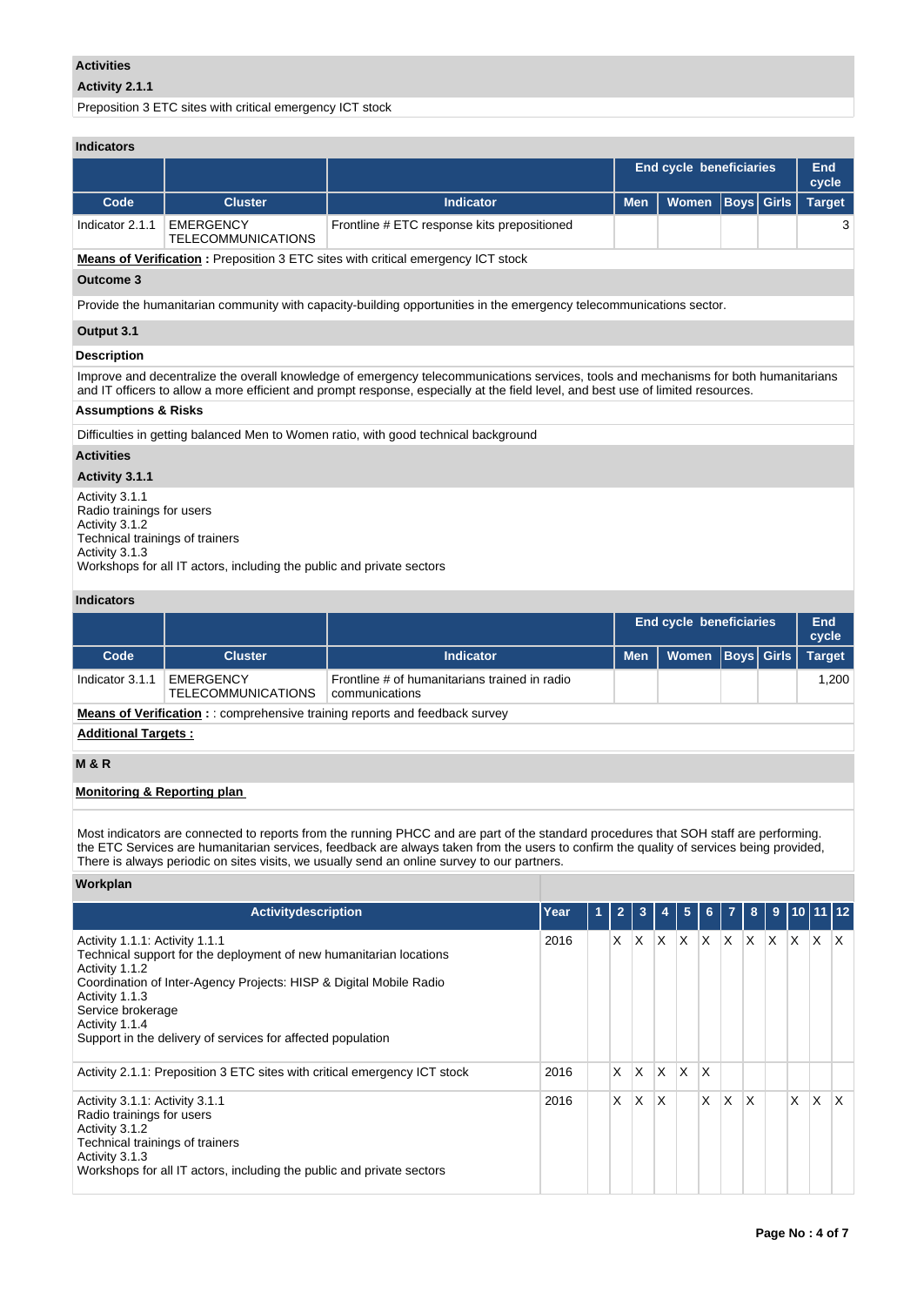**Activities**

**Activity 2.1.1**

Preposition 3 ETC sites with critical emergency ICT stock

**Indicators**

| | | | End cycle beneficiaries | | | | End cycle |
|---|---|---|---|---|---|---|---|
| **Code** | **Cluster** | **Indicator** | **Men** | **Women** | **Boys** | **Girls** | **Target** |
| Indicator 2.1.1 | EMERGENCY TELECOMMUNICATIONS | Frontline # ETC response kits prepositioned | | | | | 3 |

**Means of Verification :** Preposition 3 ETC sites with critical emergency ICT stock

**Outcome 3**

Provide the humanitarian community with capacity-building opportunities in the emergency telecommunications sector.

**Output 3.1**

**Description**

Improve and decentralize the overall knowledge of emergency telecommunications services, tools and mechanisms for both humanitarians and IT officers to allow a more efficient and prompt response, especially at the field level, and best use of limited resources.

**Assumptions & Risks**

Difficulties in getting balanced Men to Women ratio, with good technical background

**Activities**

**Activity 3.1.1**

Activity 3.1.1
Radio trainings for users
Activity 3.1.2
Technical trainings of trainers
Activity 3.1.3
Workshops for all IT actors, including the public and private sectors

**Indicators**

| | | | End cycle beneficiaries | | | | End cycle |
|---|---|---|---|---|---|---|---|
| **Code** | **Cluster** | **Indicator** | **Men** | **Women** | **Boys** | **Girls** | **Target** |
| Indicator 3.1.1 | EMERGENCY TELECOMMUNICATIONS | Frontline # of humanitarians trained in radio communications | | | | | 1,200 |

**Means of Verification :** : comprehensive training reports and feedback survey

**Additional Targets :**

**M & R**

**Monitoring & Reporting plan**

Most indicators are connected to reports from the running PHCC and are part of the standard procedures that SOH staff are performing.
the ETC Services are humanitarian services, feedback are always taken from the users to confirm the quality of services being provided,
There is always periodic on sites visits, we usually send an online survey to our partners.

**Workplan**

| Activitydescription | Year | 1 | 2 | 3 | 4 | 5 | 6 | 7 | 8 | 9 | 10 | 11 | 12 |
|---|---|---|---|---|---|---|---|---|---|---|---|---|---|
| Activity 1.1.1: Activity 1.1.1<br>Technical support for the deployment of new humanitarian locations<br>Activity 1.1.2<br>Coordination of Inter-Agency Projects: HISP & Digital Mobile Radio<br>Activity 1.1.3<br>Service brokerage<br>Activity 1.1.4<br>Support in the delivery of services for affected population | 2016 | | X | X | X | X | X | X | X | X | X | X | X |
| Activity 2.1.1: Preposition 3 ETC sites with critical emergency ICT stock | 2016 | | X | X | X | X | X | | | | | | |
| Activity 3.1.1: Activity 3.1.1<br>Radio trainings for users<br>Activity 3.1.2<br>Technical trainings of trainers<br>Activity 3.1.3<br>Workshops for all IT actors, including the public and private sectors | 2016 | | X | X | X | | X | X | X | | X | X | X |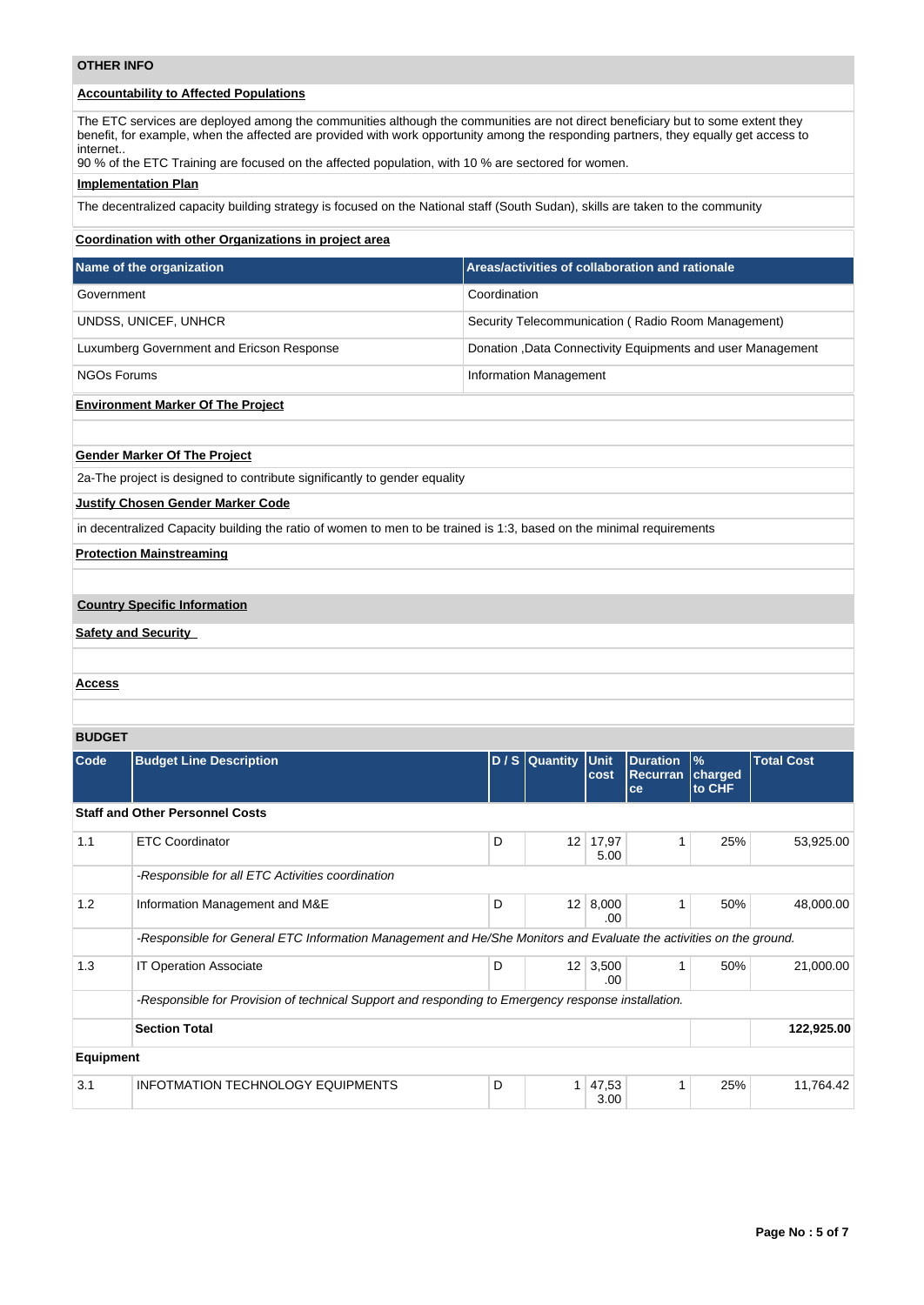## OTHER INFO

**Accountability to Affected Populations**

The ETC services are deployed among the communities although the communities are not direct beneficiary but to some extent they benefit, for example, when the affected are provided with work opportunity among the responding partners, they equally get access to internet..
90 % of the ETC Training are focused on the affected population, with 10 % are sectored for women.

**Implementation Plan**

The decentralized capacity building strategy is focused on the National staff (South Sudan), skills are taken to the community

**Coordination with other Organizations in project area**

| Name of the organization | Areas/activities of collaboration and rationale |
|---|---|
| Government | Coordination |
| UNDSS, UNICEF, UNHCR | Security Telecommunication ( Radio Room Management) |
| Luxumberg Government and Ericson Response | Donation ,Data Connectivity Equipments and user Management |
| NGOs Forums | Information Management |

**Environment Marker Of The Project**

**Gender Marker Of The Project**

2a-The project is designed to contribute significantly to gender equality

**Justify Chosen Gender Marker Code**

in decentralized Capacity building the ratio of women to men to be trained is 1:3, based on the minimal requirements

**Protection Mainstreaming**

**Country Specific Information**

**Safety and Security**

**Access**

## BUDGET

| Code | Budget Line Description | D / S | Quantity | Unit cost | Duration Recurrance | % charged to CHF | Total Cost |
|---|---|---|---|---|---|---|---|
| **Staff and Other Personnel Costs** | | | | | | | |
| 1.1 | ETC Coordinator | D | 12 | 17,975.00 | 1 | 25% | 53,925.00 |
| | *-Responsible for all ETC Activities coordination* | | | | | | |
| 1.2 | Information Management and M&E | D | 12 | 8,000.00 | 1 | 50% | 48,000.00 |
| | *-Responsible for General ETC Information Management and He/She Monitors and Evaluate the activities on the ground.* | | | | | | |
| 1.3 | IT Operation Associate | D | 12 | 3,500.00 | 1 | 50% | 21,000.00 |
| | *-Responsible for Provision of technical Support and responding to Emergency response installation.* | | | | | | |
| | **Section Total** | | | | | | **122,925.00** |
| **Equipment** | | | | | | | |
| 3.1 | INFOTMATION TECHNOLOGY EQUIPMENTS | D | 1 | 47,533.00 | 1 | 25% | 11,764.42 |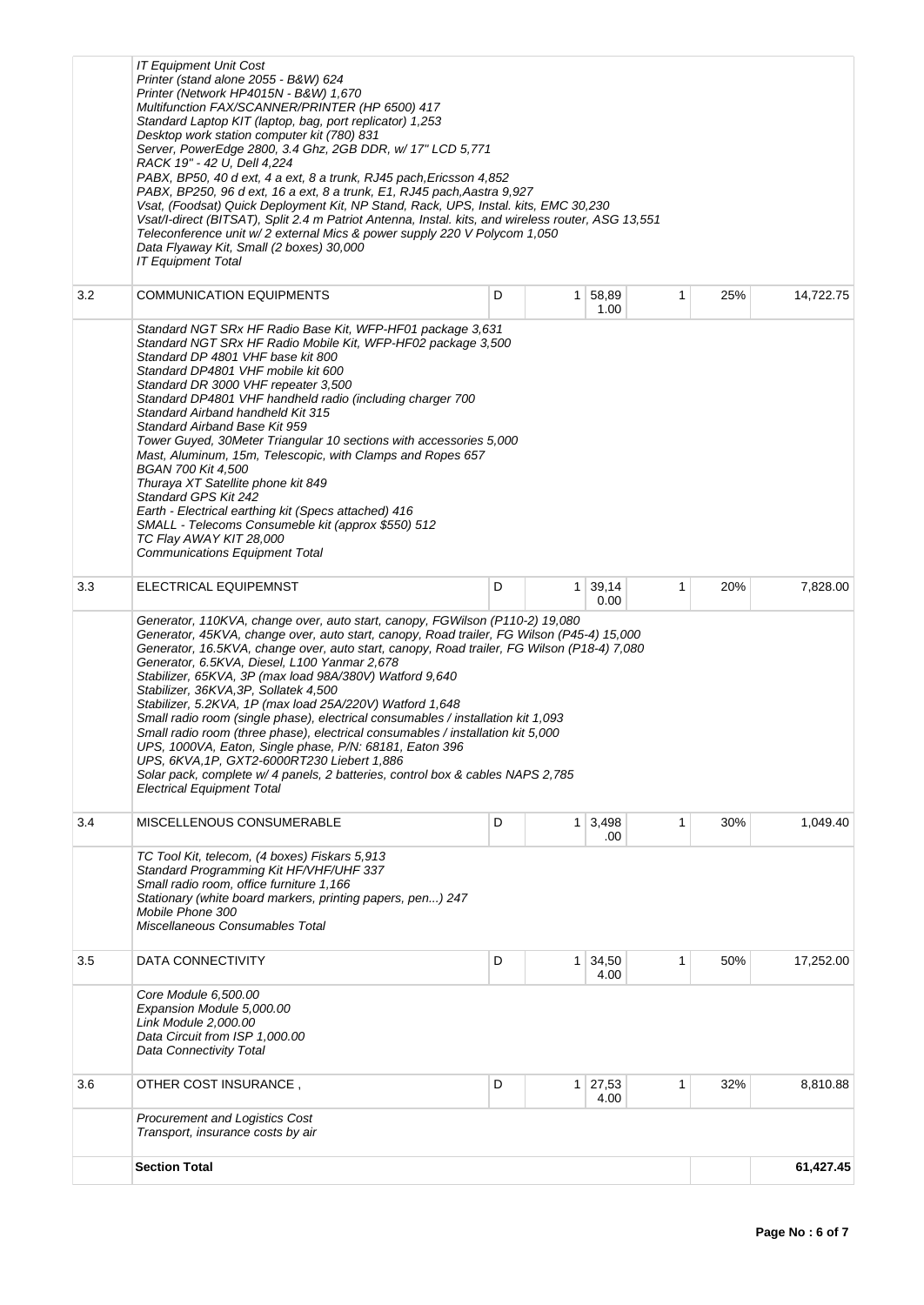| | | | | | | | |
|---|---|---|---|---|---|---|---|
| | *IT Equipment Unit Cost*<br>*Printer (stand alone 2055 - B&W) 624*<br>*Printer (Network HP4015N - B&W) 1,670*<br>*Multifunction FAX/SCANNER/PRINTER (HP 6500) 417*<br>*Standard Laptop KIT (laptop, bag, port replicator) 1,253*<br>*Desktop work station computer kit (780) 831*<br>*Server, PowerEdge 2800, 3.4 Ghz, 2GB DDR, w/ 17" LCD 5,771*<br>*RACK 19" - 42 U, Dell 4,224*<br>*PABX, BP50, 40 d ext, 4 a ext, 8 a trunk, RJ45 pach,Ericsson 4,852*<br>*PABX, BP250, 96 d ext, 16 a ext, 8 a trunk, E1, RJ45 pach,Aastra 9,927*<br>*Vsat, (Foodsat) Quick Deployment Kit, NP Stand, Rack, UPS, Instal. kits, EMC 30,230*<br>*Vsat/I-direct (BITSAT), Split 2.4 m Patriot Antenna, Instal. kits, and wireless router, ASG 13,551*<br>*Teleconference unit w/ 2 external Mics & power supply 220 V Polycom 1,050*<br>*Data Flyaway Kit, Small (2 boxes) 30,000*<br>*IT Equipment Total* | | | | | | |
| 3.2 | COMMUNICATION EQUIPMENTS | D | 1 | 58,891.00 | 1 | 25% | 14,722.75 |
| | *Standard NGT SRx HF Radio Base Kit, WFP-HF01 package 3,631*<br>*Standard NGT SRx HF Radio Mobile Kit, WFP-HF02 package 3,500*<br>*Standard DP 4801 VHF base kit 800*<br>*Standard DP4801 VHF mobile kit 600*<br>*Standard DR 3000 VHF repeater 3,500*<br>*Standard DP4801 VHF handheld radio (including charger 700*<br>*Standard Airband handheld Kit 315*<br>*Standard Airband Base Kit 959*<br>*Tower Guyed, 30Meter Triangular 10 sections with accessories 5,000*<br>*Mast, Aluminum, 15m, Telescopic, with Clamps and Ropes 657*<br>*BGAN 700 Kit 4,500*<br>*Thuraya XT Satellite phone kit 849*<br>*Standard GPS Kit 242*<br>*Earth - Electrical earthing kit (Specs attached) 416*<br>*SMALL - Telecoms Consumeble kit (approx $550) 512*<br>*TC Flay AWAY KIT 28,000*<br>*Communications Equipment Total* | | | | | | |
| 3.3 | ELECTRICAL EQUIPEMNST | D | 1 | 39,140.00 | 1 | 20% | 7,828.00 |
| | *Generator, 110KVA, change over, auto start, canopy, FGWilson (P110-2) 19,080*<br>*Generator, 45KVA, change over, auto start, canopy, Road trailer, FG Wilson (P45-4) 15,000*<br>*Generator, 16.5KVA, change over, auto start, canopy, Road trailer, FG Wilson (P18-4) 7,080*<br>*Generator, 6.5KVA, Diesel, L100 Yanmar 2,678*<br>*Stabilizer, 65KVA, 3P (max load 98A/380V) Watford 9,640*<br>*Stabilizer, 36KVA,3P, Sollatek 4,500*<br>*Stabilizer, 5.2KVA, 1P (max load 25A/220V) Watford 1,648*<br>*Small radio room (single phase), electrical consumables / installation kit 1,093*<br>*Small radio room (three phase), electrical consumables / installation kit 5,000*<br>*UPS, 1000VA, Eaton, Single phase, P/N: 68181, Eaton 396*<br>*UPS, 6KVA,1P, GXT2-6000RT230 Liebert 1,886*<br>*Solar pack, complete w/ 4 panels, 2 batteries, control box & cables NAPS 2,785*<br>*Electrical Equipment Total* | | | | | | |
| 3.4 | MISCELLENOUS CONSUMERABLE | D | 1 | 3,498.00 | 1 | 30% | 1,049.40 |
| | *TC Tool Kit, telecom, (4 boxes) Fiskars 5,913*<br>*Standard Programming Kit HF/VHF/UHF 337*<br>*Small radio room, office furniture 1,166*<br>*Stationary (white board markers, printing papers, pen...) 247*<br>*Mobile Phone 300*<br>*Miscellaneous Consumables Total* | | | | | | |
| 3.5 | DATA CONNECTIVITY | D | 1 | 34,504.00 | 1 | 50% | 17,252.00 |
| | *Core Module 6,500.00*<br>*Expansion Module 5,000.00*<br>*Link Module 2,000.00*<br>*Data Circuit from ISP 1,000.00*<br>*Data Connectivity Total* | | | | | | |
| 3.6 | OTHER COST INSURANCE , | D | 1 | 27,534.00 | 1 | 32% | 8,810.88 |
| | *Procurement and Logistics Cost*<br>*Transport, insurance costs by air* | | | | | | |
| | **Section Total** | | | | | | **61,427.45** |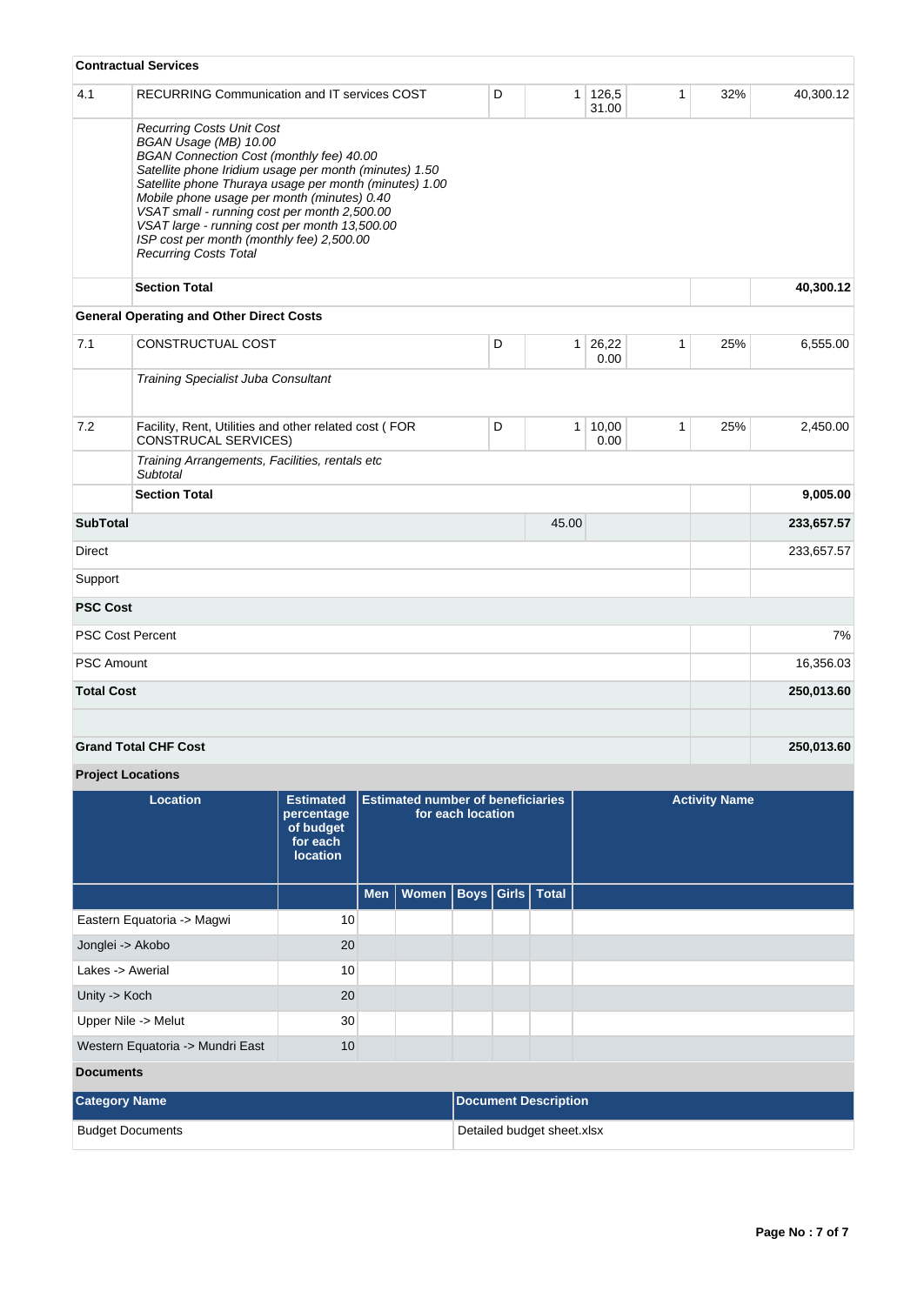| | | | | | | | |
|---|---|---|---|---|---|---|---|
| **Contractual Services** | | | | | | | |
| 4.1 | RECURRING Communication and IT services COST | D | 1 | 126,531.00 | 1 | 32% | 40,300.12 |
| | *Recurring Costs Unit Cost*<br>*BGAN Usage (MB) 10.00*<br>*BGAN Connection Cost (monthly fee) 40.00*<br>*Satellite phone Iridium usage per month (minutes) 1.50*<br>*Satellite phone Thuraya usage per month (minutes) 1.00*<br>*Mobile phone usage per month (minutes) 0.40*<br>*VSAT small - running cost per month 2,500.00*<br>*VSAT large - running cost per month 13,500.00*<br>*ISP cost per month (monthly fee) 2,500.00*<br>*Recurring Costs Total* | | | | | | |
| | **Section Total** | | | | | | **40,300.12** |
| **General Operating and Other Direct Costs** | | | | | | | |
| 7.1 | CONSTRUCTUAL COST | D | 1 | 26,220.00 | 1 | 25% | 6,555.00 |
| | *Training Specialist Juba Consultant* | | | | | | |
| 7.2 | Facility, Rent, Utilities and other related cost ( FOR CONSTRUCAL SERVICES) | D | 1 | 10,000.00 | 1 | 25% | 2,450.00 |
| | *Training Arrangements, Facilities, rentals etc*<br>*Subtotal* | | | | | | |
| | **Section Total** | | | | | | **9,005.00** |
| **SubTotal** | | | 45.00 | | | | **233,657.57** |
| Direct | | | | | | | 233,657.57 |
| Support | | | | | | | |
| **PSC Cost** | | | | | | | |
| PSC Cost Percent | | | | | | | 7% |
| PSC Amount | | | | | | | 16,356.03 |
| **Total Cost** | | | | | | | **250,013.60** |
| | | | | | | | |
| **Grand Total CHF Cost** | | | | | | | **250,013.60** |

**Project Locations**

| Location | Estimated percentage of budget for each location | Estimated number of beneficiaries for each location | | | | | Activity Name |
|---|---|---|---|---|---|---|---|
| | | Men | Women | Boys | Girls | Total | |
| Eastern Equatoria -> Magwi | 10 | | | | | | |
| Jonglei -> Akobo | 20 | | | | | | |
| Lakes -> Awerial | 10 | | | | | | |
| Unity -> Koch | 20 | | | | | | |
| Upper Nile -> Melut | 30 | | | | | | |
| Western Equatoria -> Mundri East | 10 | | | | | | |

**Documents**

| Category Name | Document Description |
|---|---|
| Budget Documents | Detailed budget sheet.xlsx |